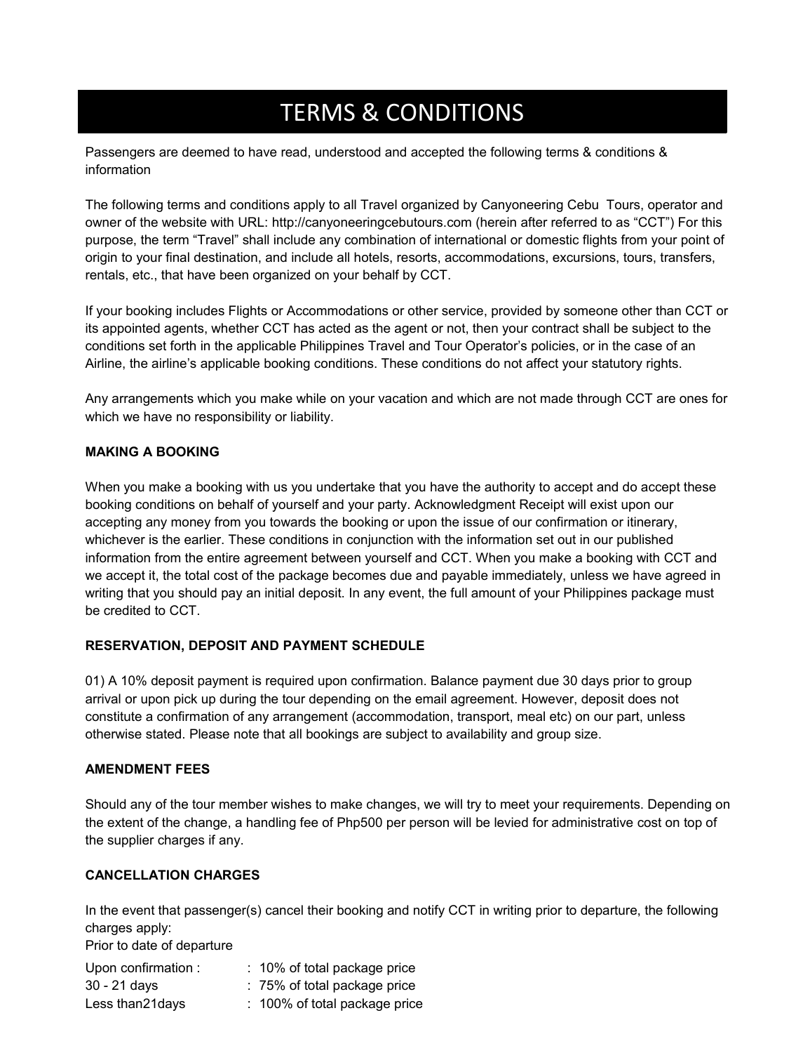# TERMS & CONDITIONS

Passengers are deemed to have read, understood and accepted the following terms & conditions & information

The following terms and conditions apply to all Travel organized by Canyoneering Cebu Tours, operator and owner of the website with URL: http://canyoneeringcebutours.com (herein after referred to as "CCT") For this purpose, the term "Travel" shall include any combination of international or domestic flights from your point of origin to your final destination, and include all hotels, resorts, accommodations, excursions, tours, transfers, rentals, etc., that have been organized on your behalf by CCT.

If your booking includes Flights or Accommodations or other service, provided by someone other than CCT or its appointed agents, whether CCT has acted as the agent or not, then your contract shall be subject to the conditions set forth in the applicable Philippines Travel and Tour Operator's policies, or in the case of an Airline, the airline's applicable booking conditions. These conditions do not affect your statutory rights.

Any arrangements which you make while on your vacation and which are not made through CCT are ones for which we have no responsibility or liability.

**MAKING A BOOKING**

When you make a booking with us you undertake that you have the authority to accept and do accept these booking conditions on behalf of yourself and your party. Acknowledgment Receipt will exist upon our accepting any money from you towards the booking or upon the issue of our confirmation or itinerary, whichever is the earlier. These conditions in conjunction with the information set out in our published information from the entire agreement between yourself and CCT. When you make a booking with CCT and we accept it, the total cost of the package becomes due and payable immediately, unless we have agreed in writing that you should pay an initial deposit. In any event, the full amount of your Philippines package must be credited to CCT.

**RESERVATION, DEPOSIT AND PAYMENT SCHEDULE**

01) A 10% deposit payment is required upon confirmation. Balance payment due 30 days prior to group arrival or upon pick up during the tour depending on the email agreement. However, deposit does not constitute a confirmation of any arrangement (accommodation, transport, meal etc) on our part, unless otherwise stated. Please note that all bookings are subject to availability and group size.

**AMENDMENT FEES**

Should any of the tour member wishes to make changes, we will try to meet your requirements. Depending on the extent of the change, a handling fee of Php500 per person will be levied for administrative cost on top of the supplier charges if any.

**CANCELLATION CHARGES**

In the event that passenger(s) cancel their booking and notify CCT in writing prior to departure, the following charges apply:

Prior to date of departure

| | |
|---|---|
| Upon confirmation : | : 10% of total package price |
| 30 - 21 days | : 75% of total package price |
| Less than21days | : 100% of total package price |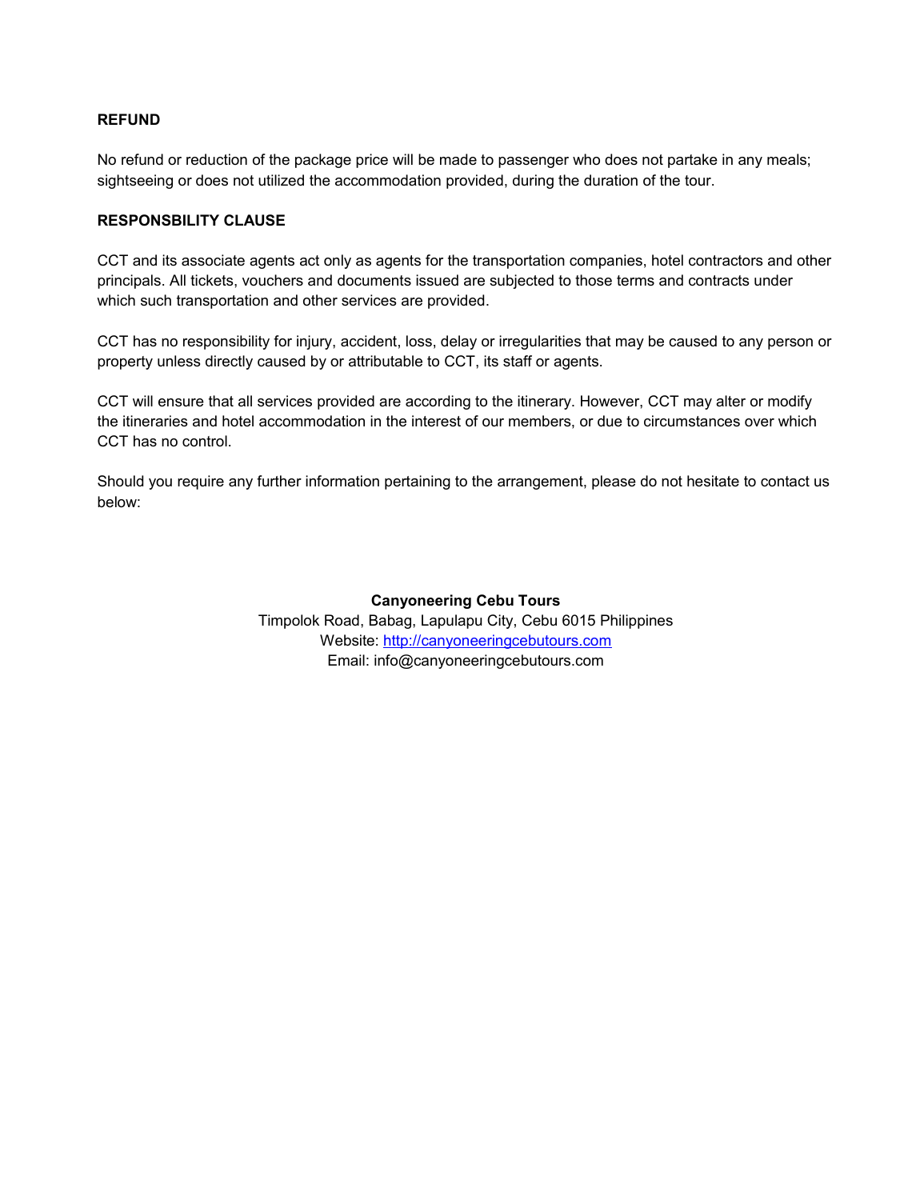**REFUND**

No refund or reduction of the package price will be made to passenger who does not partake in any meals; sightseeing or does not utilized the accommodation provided, during the duration of the tour.

**RESPONSBILITY CLAUSE**

CCT and its associate agents act only as agents for the transportation companies, hotel contractors and other principals. All tickets, vouchers and documents issued are subjected to those terms and contracts under which such transportation and other services are provided.

CCT has no responsibility for injury, accident, loss, delay or irregularities that may be caused to any person or property unless directly caused by or attributable to CCT, its staff or agents.

CCT will ensure that all services provided are according to the itinerary. However, CCT may alter or modify the itineraries and hotel accommodation in the interest of our members, or due to circumstances over which CCT has no control.

Should you require any further information pertaining to the arrangement, please do not hesitate to contact us below:

**Canyoneering Cebu Tours**
Timpolok Road, Babag, Lapulapu City, Cebu 6015 Philippines
Website: [http://canyoneeringcebutours.com](http://canyoneeringcebutours.com)
Email: info@canyoneeringcebutours.com